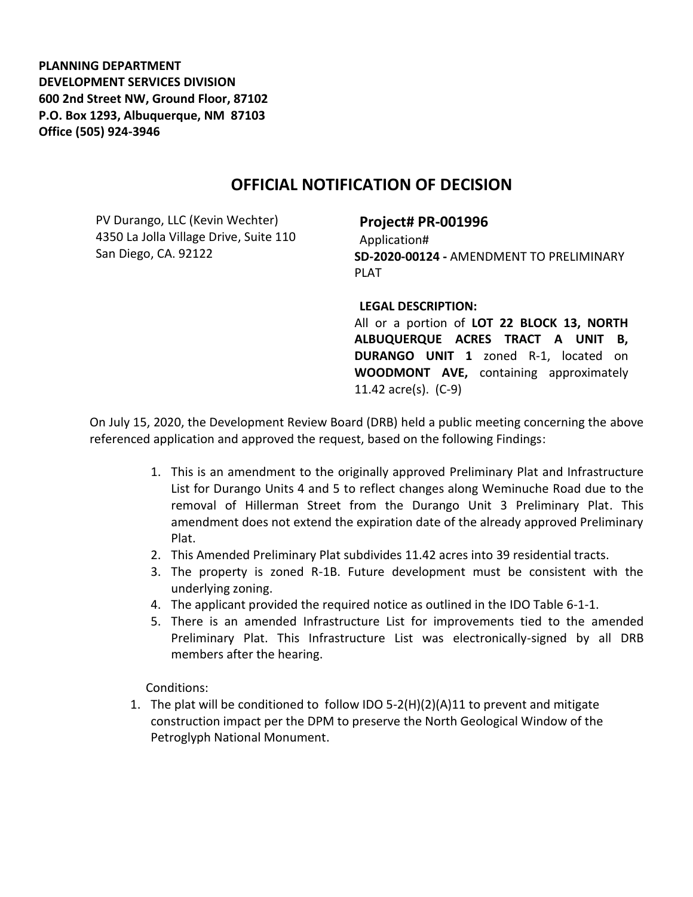**PLANNING DEPARTMENT**
**DEVELOPMENT SERVICES DIVISION**
**600 2nd Street NW, Ground Floor, 87102**
**P.O. Box 1293, Albuquerque, NM 87103**
**Office (505) 924-3946**

# OFFICIAL NOTIFICATION OF DECISION

PV Durango, LLC (Kevin Wechter)
4350 La Jolla Village Drive, Suite 110
San Diego, CA. 92122

**Project# PR-001996**
Application#
**SD-2020-00124 -** AMENDMENT TO PRELIMINARY PLAT

**LEGAL DESCRIPTION:**
All or a portion of **LOT 22 BLOCK 13, NORTH ALBUQUERQUE ACRES TRACT A UNIT B, DURANGO UNIT 1** zoned R-1, located on **WOODMONT AVE,** containing approximately 11.42 acre(s). (C-9)

On July 15, 2020, the Development Review Board (DRB) held a public meeting concerning the above referenced application and approved the request, based on the following Findings:

1. This is an amendment to the originally approved Preliminary Plat and Infrastructure List for Durango Units 4 and 5 to reflect changes along Weminuche Road due to the removal of Hillerman Street from the Durango Unit 3 Preliminary Plat. This amendment does not extend the expiration date of the already approved Preliminary Plat.
2. This Amended Preliminary Plat subdivides 11.42 acres into 39 residential tracts.
3. The property is zoned R-1B. Future development must be consistent with the underlying zoning.
4. The applicant provided the required notice as outlined in the IDO Table 6-1-1.
5. There is an amended Infrastructure List for improvements tied to the amended Preliminary Plat. This Infrastructure List was electronically-signed by all DRB members after the hearing.

Conditions:

1. The plat will be conditioned to follow IDO 5-2(H)(2)(A)11 to prevent and mitigate construction impact per the DPM to preserve the North Geological Window of the Petroglyph National Monument.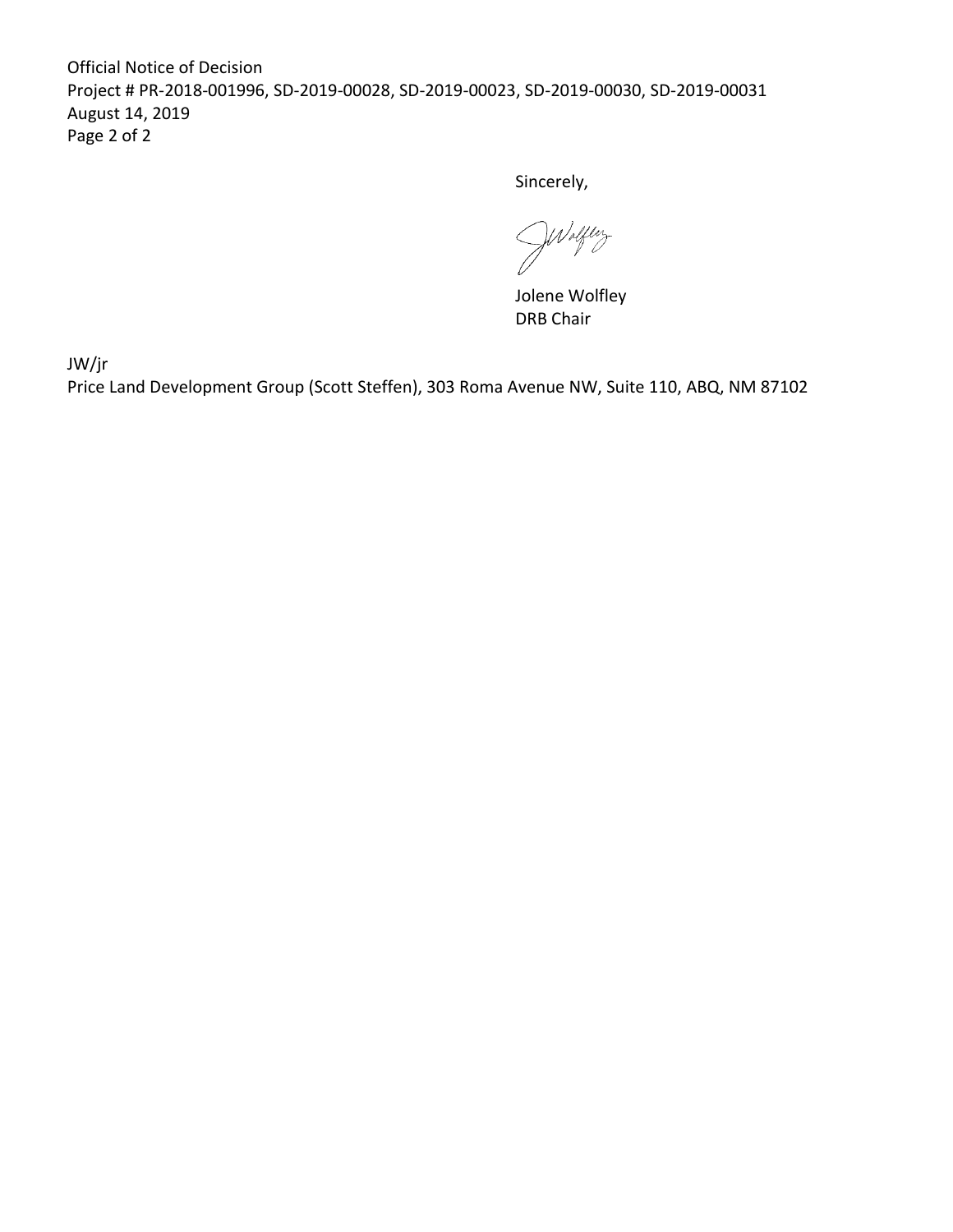Sincerely,

Jolene Wolfley
DRB Chair

JW/jr
Price Land Development Group (Scott Steffen), 303 Roma Avenue NW, Suite 110, ABQ, NM 87102